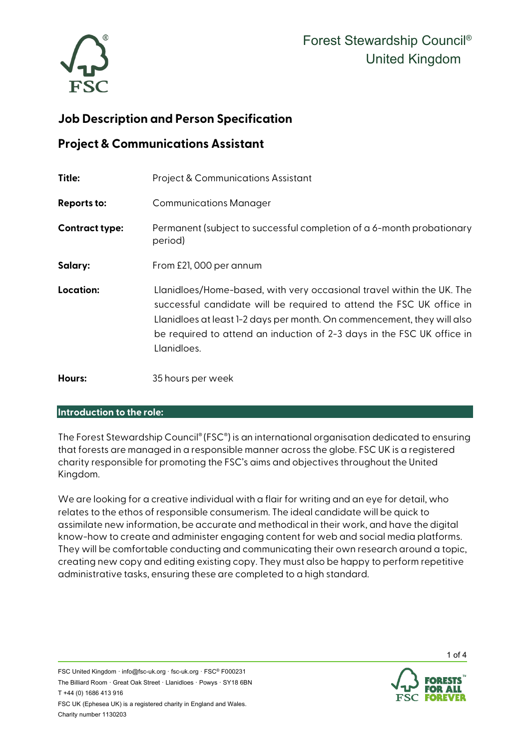Forest Stewardship Council®
United Kingdom

## Job Description and Person Specification

## Project & Communications Assistant

| | |
|---|---|
| **Title:** | Project & Communications Assistant |
| **Reports to:** | Communications Manager |
| **Contract type:** | Permanent (subject to successful completion of a 6-month probationary period) |
| **Salary:** | From £21, 000 per annum |
| **Location:** | Llanidloes/Home-based, with very occasional travel within the UK. The successful candidate will be required to attend the FSC UK office in Llanidloes at least 1-2 days per month. On commencement, they will also be required to attend an induction of 2-3 days in the FSC UK office in Llanidloes. |
| **Hours:** | 35 hours per week |

### Introduction to the role:

The Forest Stewardship Council® (FSC®) is an international organisation dedicated to ensuring that forests are managed in a responsible manner across the globe. FSC UK is a registered charity responsible for promoting the FSC's aims and objectives throughout the United Kingdom.

We are looking for a creative individual with a flair for writing and an eye for detail, who relates to the ethos of responsible consumerism. The ideal candidate will be quick to assimilate new information, be accurate and methodical in their work, and have the digital know-how to create and administer engaging content for web and social media platforms. They will be comfortable conducting and communicating their own research around a topic, creating new copy and editing existing copy. They must also be happy to perform repetitive administrative tasks, ensuring these are completed to a high standard.

FSC United Kingdom · info@fsc-uk.org · fsc-uk.org · FSC® F000231
The Billiard Room · Great Oak Street · Llanidloes · Powys · SY18 6BN
T +44 (0) 1686 413 916
FSC UK (Ephesea UK) is a registered charity in England and Wales.
Charity number 1130203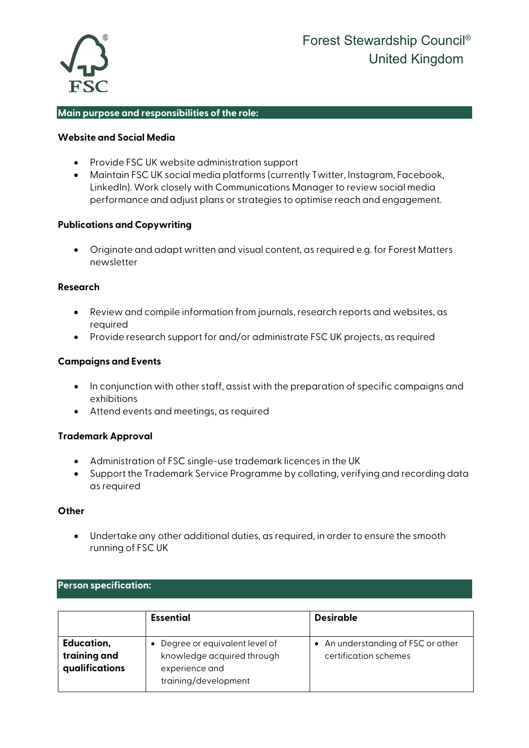## Main purpose and responsibilities of the role:

**Website and Social Media**

- Provide FSC UK website administration support
- Maintain FSC UK social media platforms (currently Twitter, Instagram, Facebook, LinkedIn). Work closely with Communications Manager to review social media performance and adjust plans or strategies to optimise reach and engagement.

**Publications and Copywriting**

- Originate and adapt written and visual content, as required e.g. for Forest Matters newsletter

**Research**

- Review and compile information from journals, research reports and websites, as required
- Provide research support for and/or administrate FSC UK projects, as required

**Campaigns and Events**

- In conjunction with other staff, assist with the preparation of specific campaigns and exhibitions
- Attend events and meetings, as required

**Trademark Approval**

- Administration of FSC single-use trademark licences in the UK
- Support the Trademark Service Programme by collating, verifying and recording data as required

**Other**

- Undertake any other additional duties, as required, in order to ensure the smooth running of FSC UK

## Person specification:

| | **Essential** | **Desirable** |
|---|---|---|
| **Education, training and qualifications** | • Degree or equivalent level of knowledge acquired through experience and training/development | • An understanding of FSC or other certification schemes |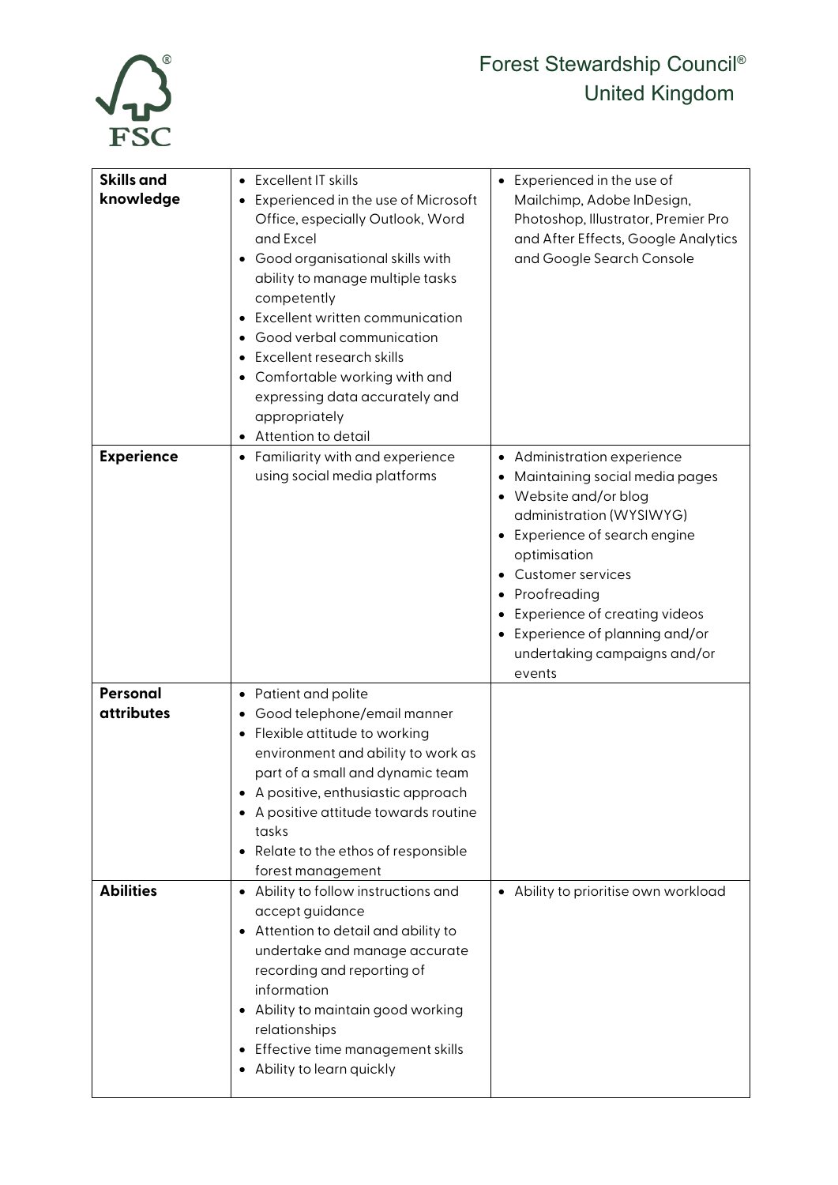| | | |
|---|---|---|
| **Skills and knowledge** | • Excellent IT skills<br>• Experienced in the use of Microsoft Office, especially Outlook, Word and Excel<br>• Good organisational skills with ability to manage multiple tasks competently<br>• Excellent written communication<br>• Good verbal communication<br>• Excellent research skills<br>• Comfortable working with and expressing data accurately and appropriately<br>• Attention to detail | • Experienced in the use of Mailchimp, Adobe InDesign, Photoshop, Illustrator, Premier Pro and After Effects, Google Analytics and Google Search Console |
| **Experience** | • Familiarity with and experience using social media platforms | • Administration experience<br>• Maintaining social media pages<br>• Website and/or blog administration (WYSIWYG)<br>• Experience of search engine optimisation<br>• Customer services<br>• Proofreading<br>• Experience of creating videos<br>• Experience of planning and/or undertaking campaigns and/or events |
| **Personal attributes** | • Patient and polite<br>• Good telephone/email manner<br>• Flexible attitude to working environment and ability to work as part of a small and dynamic team<br>• A positive, enthusiastic approach<br>• A positive attitude towards routine tasks<br>• Relate to the ethos of responsible forest management | |
| **Abilities** | • Ability to follow instructions and accept guidance<br>• Attention to detail and ability to undertake and manage accurate recording and reporting of information<br>• Ability to maintain good working relationships<br>• Effective time management skills<br>• Ability to learn quickly | • Ability to prioritise own workload |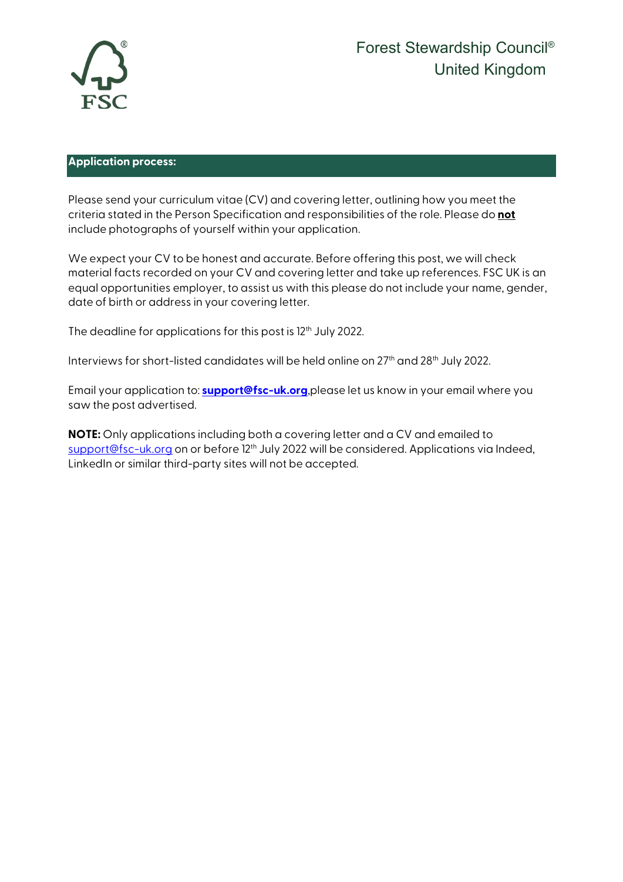Forest Stewardship Council®
United Kingdom

## Application process:

Please send your curriculum vitae (CV) and covering letter, outlining how you meet the criteria stated in the Person Specification and responsibilities of the role. Please do **not** include photographs of yourself within your application.

We expect your CV to be honest and accurate. Before offering this post, we will check material facts recorded on your CV and covering letter and take up references. FSC UK is an equal opportunities employer, to assist us with this please do not include your name, gender, date of birth or address in your covering letter.

The deadline for applications for this post is 12th July 2022.

Interviews for short-listed candidates will be held online on 27th and 28th July 2022.

Email your application to: **support@fsc-uk.org**,please let us know in your email where you saw the post advertised.

**NOTE:** Only applications including both a covering letter and a CV and emailed to support@fsc-uk.org on or before 12th July 2022 will be considered. Applications via Indeed, LinkedIn or similar third-party sites will not be accepted.